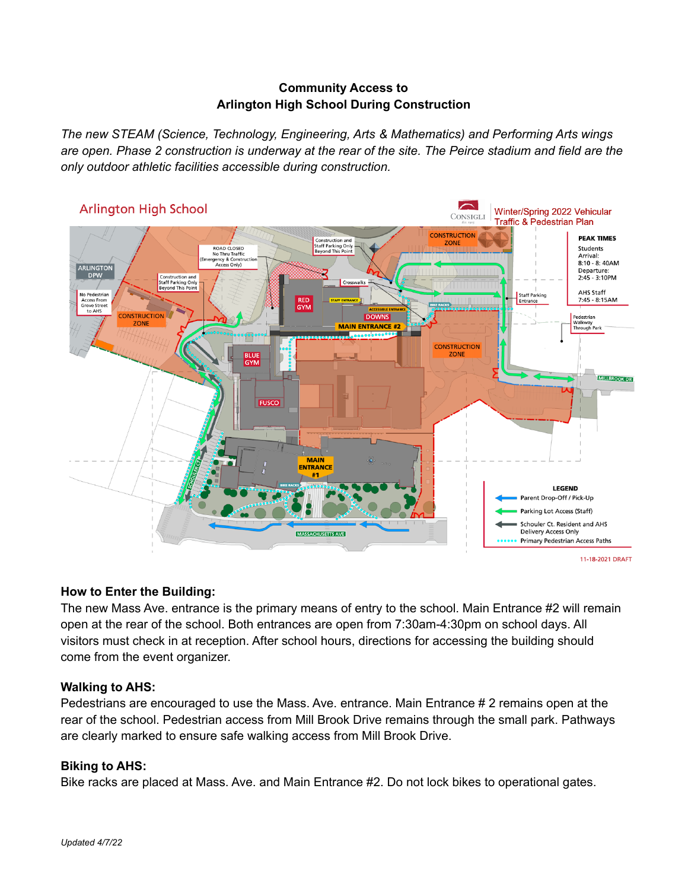**Community Access to**
**Arlington High School During Construction**

*The new STEAM (Science, Technology, Engineering, Arts & Mathematics) and Performing Arts wings are open. Phase 2 construction is underway at the rear of the site. The Peirce stadium and field are the only outdoor athletic facilities accessible during construction.*

Arlington High School

Winter/Spring 2022 Vehicular Traffic & Pedestrian Plan

**PEAK TIMES**
Students
Arrival:
8:10 - 8: 40AM
Departure:
2:45 - 3:10PM

AHS Staff
7:45 - 8:15AM

**LEGEND**
- Parent Drop-Off / Pick-Up
- Parking Lot Access (Staff)
- Schouler Ct. Resident and AHS Delivery Access Only
- Primary Pedestrian Access Paths

11-18-2021 DRAFT

### How to Enter the Building:

The new Mass Ave. entrance is the primary means of entry to the school. Main Entrance #2 will remain open at the rear of the school. Both entrances are open from 7:30am-4:30pm on school days. All visitors must check in at reception. After school hours, directions for accessing the building should come from the event organizer.

### Walking to AHS:

Pedestrians are encouraged to use the Mass. Ave. entrance. Main Entrance # 2 remains open at the rear of the school. Pedestrian access from Mill Brook Drive remains through the small park. Pathways are clearly marked to ensure safe walking access from Mill Brook Drive.

### Biking to AHS:

Bike racks are placed at Mass. Ave. and Main Entrance #2. Do not lock bikes to operational gates.

*Updated 4/7/22*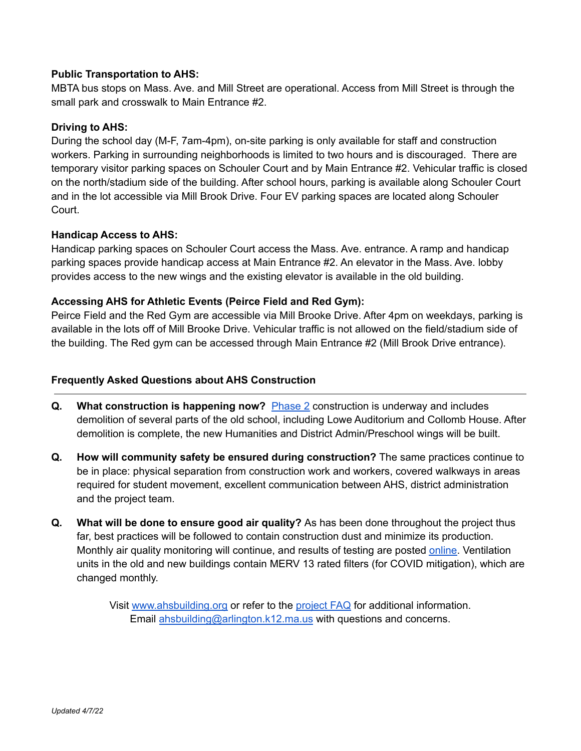**Public Transportation to AHS:**
MBTA bus stops on Mass. Ave. and Mill Street are operational. Access from Mill Street is through the small park and crosswalk to Main Entrance #2.

**Driving to AHS:**
During the school day (M-F, 7am-4pm), on-site parking is only available for staff and construction workers. Parking in surrounding neighborhoods is limited to two hours and is discouraged. There are temporary visitor parking spaces on Schouler Court and by Main Entrance #2. Vehicular traffic is closed on the north/stadium side of the building. After school hours, parking is available along Schouler Court and in the lot accessible via Mill Brook Drive. Four EV parking spaces are located along Schouler Court.

**Handicap Access to AHS:**
Handicap parking spaces on Schouler Court access the Mass. Ave. entrance. A ramp and handicap parking spaces provide handicap access at Main Entrance #2. An elevator in the Mass. Ave. lobby provides access to the new wings and the existing elevator is available in the old building.

**Accessing AHS for Athletic Events (Peirce Field and Red Gym):**
Peirce Field and the Red Gym are accessible via Mill Brooke Drive. After 4pm on weekdays, parking is available in the lots off of Mill Brooke Drive. Vehicular traffic is not allowed on the field/stadium side of the building. The Red gym can be accessed through Main Entrance #2 (Mill Brook Drive entrance).

**Frequently Asked Questions about AHS Construction**

---

**Q. What construction is happening now?** Phase 2 construction is underway and includes demolition of several parts of the old school, including Lowe Auditorium and Collomb House. After demolition is complete, the new Humanities and District Admin/Preschool wings will be built.

**Q. How will community safety be ensured during construction?** The same practices continue to be in place: physical separation from construction work and workers, covered walkways in areas required for student movement, excellent communication between AHS, district administration and the project team.

**Q. What will be done to ensure good air quality?** As has been done throughout the project thus far, best practices will be followed to contain construction dust and minimize its production. Monthly air quality monitoring will continue, and results of testing are posted online. Ventilation units in the old and new buildings contain MERV 13 rated filters (for COVID mitigation), which are changed monthly.

Visit www.ahsbuilding.org or refer to the project FAQ for additional information.
Email ahsbuilding@arlington.k12.ma.us with questions and concerns.

*Updated 4/7/22*